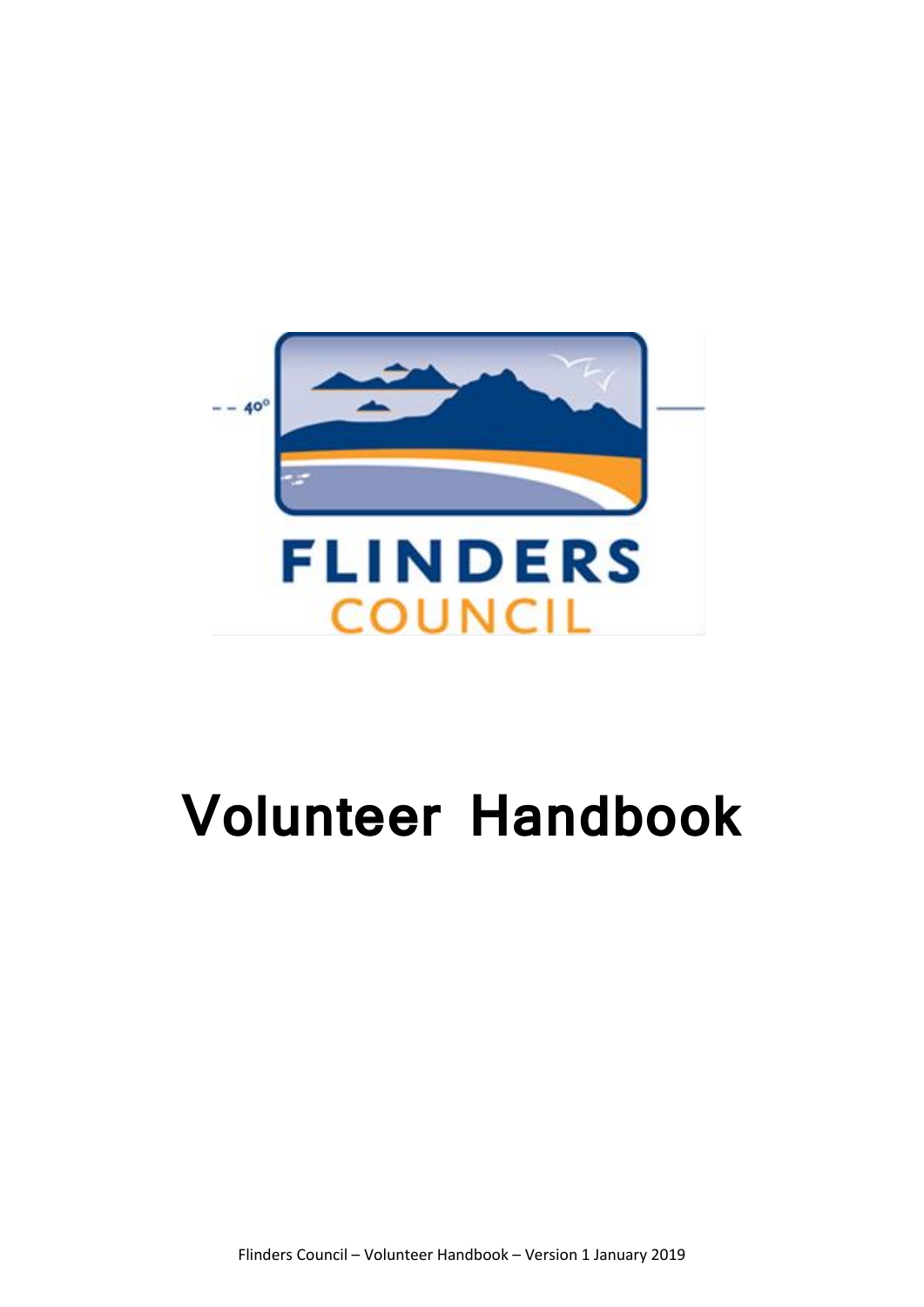FLINDERS COUNCIL

# Volunteer Handbook

Flinders Council – Volunteer Handbook – Version 1 January 2019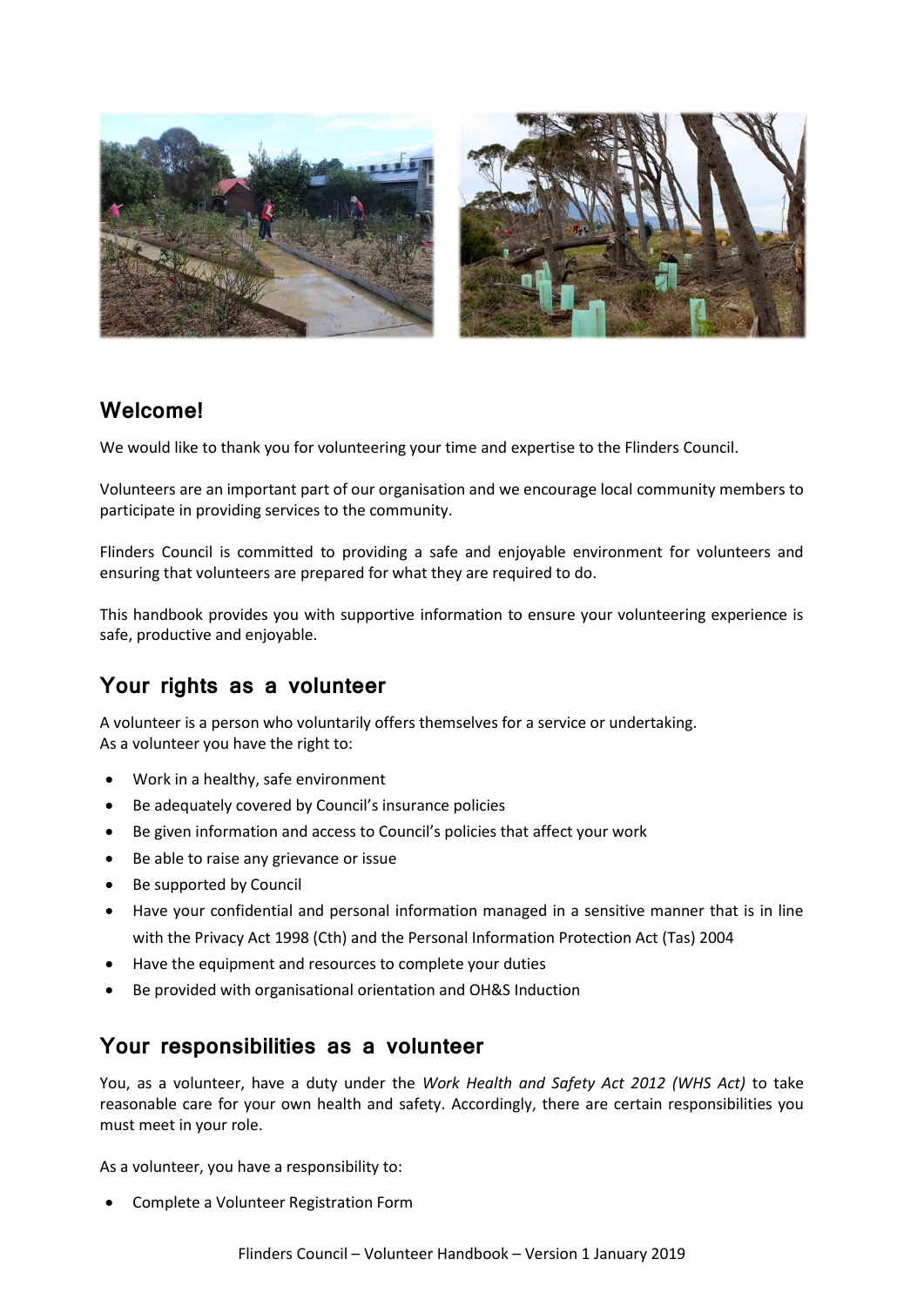## Welcome!

We would like to thank you for volunteering your time and expertise to the Flinders Council.

Volunteers are an important part of our organisation and we encourage local community members to participate in providing services to the community.

Flinders Council is committed to providing a safe and enjoyable environment for volunteers and ensuring that volunteers are prepared for what they are required to do.

This handbook provides you with supportive information to ensure your volunteering experience is safe, productive and enjoyable.

## Your rights as a volunteer

A volunteer is a person who voluntarily offers themselves for a service or undertaking.
As a volunteer you have the right to:

- Work in a healthy, safe environment
- Be adequately covered by Council's insurance policies
- Be given information and access to Council's policies that affect your work
- Be able to raise any grievance or issue
- Be supported by Council
- Have your confidential and personal information managed in a sensitive manner that is in line with the Privacy Act 1998 (Cth) and the Personal Information Protection Act (Tas) 2004
- Have the equipment and resources to complete your duties
- Be provided with organisational orientation and OH&S Induction

## Your responsibilities as a volunteer

You, as a volunteer, have a duty under the *Work Health and Safety Act 2012 (WHS Act)* to take reasonable care for your own health and safety. Accordingly, there are certain responsibilities you must meet in your role.

As a volunteer, you have a responsibility to:

- Complete a Volunteer Registration Form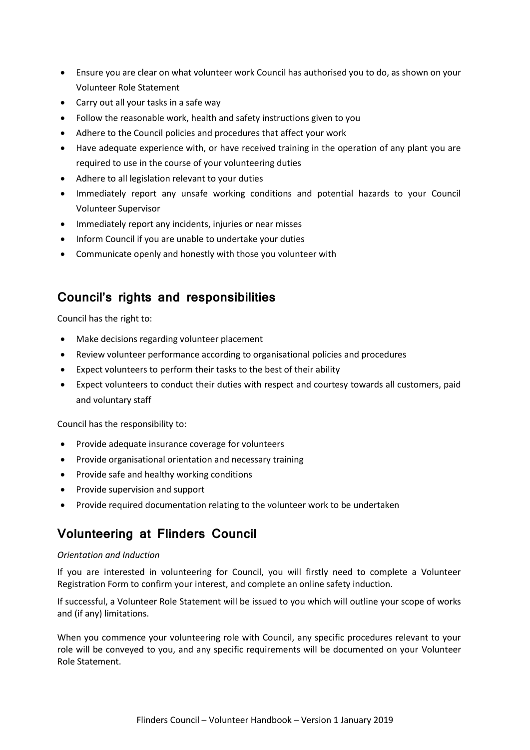- Ensure you are clear on what volunteer work Council has authorised you to do, as shown on your Volunteer Role Statement
- Carry out all your tasks in a safe way
- Follow the reasonable work, health and safety instructions given to you
- Adhere to the Council policies and procedures that affect your work
- Have adequate experience with, or have received training in the operation of any plant you are required to use in the course of your volunteering duties
- Adhere to all legislation relevant to your duties
- Immediately report any unsafe working conditions and potential hazards to your Council Volunteer Supervisor
- Immediately report any incidents, injuries or near misses
- Inform Council if you are unable to undertake your duties
- Communicate openly and honestly with those you volunteer with

## Council's rights and responsibilities

Council has the right to:

- Make decisions regarding volunteer placement
- Review volunteer performance according to organisational policies and procedures
- Expect volunteers to perform their tasks to the best of their ability
- Expect volunteers to conduct their duties with respect and courtesy towards all customers, paid and voluntary staff

Council has the responsibility to:

- Provide adequate insurance coverage for volunteers
- Provide organisational orientation and necessary training
- Provide safe and healthy working conditions
- Provide supervision and support
- Provide required documentation relating to the volunteer work to be undertaken

## Volunteering at Flinders Council

*Orientation and Induction*

If you are interested in volunteering for Council, you will firstly need to complete a Volunteer Registration Form to confirm your interest, and complete an online safety induction.

If successful, a Volunteer Role Statement will be issued to you which will outline your scope of works and (if any) limitations.

When you commence your volunteering role with Council, any specific procedures relevant to your role will be conveyed to you, and any specific requirements will be documented on your Volunteer Role Statement.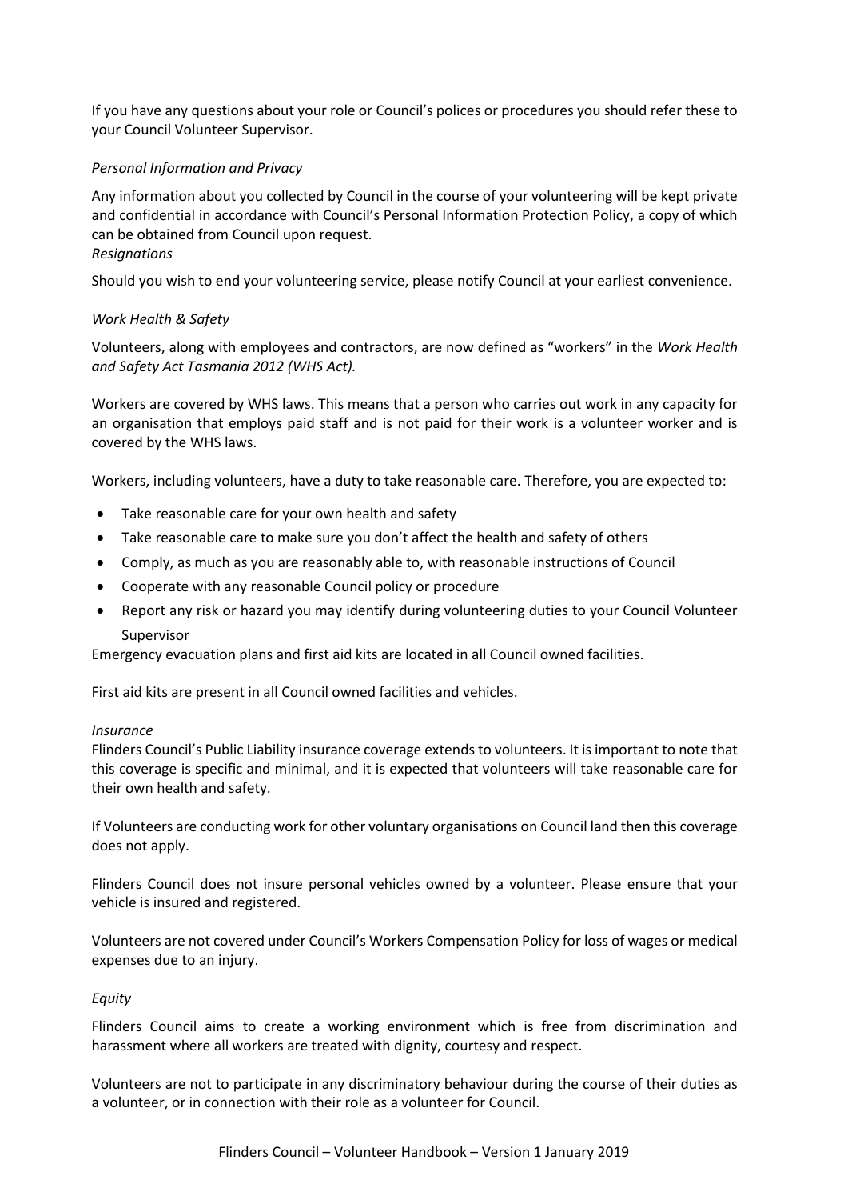If you have any questions about your role or Council's polices or procedures you should refer these to your Council Volunteer Supervisor.

*Personal Information and Privacy*

Any information about you collected by Council in the course of your volunteering will be kept private and confidential in accordance with Council's Personal Information Protection Policy, a copy of which can be obtained from Council upon request.

*Resignations*

Should you wish to end your volunteering service, please notify Council at your earliest convenience.

*Work Health & Safety*

Volunteers, along with employees and contractors, are now defined as "workers" in the *Work Health and Safety Act Tasmania 2012 (WHS Act).*

Workers are covered by WHS laws. This means that a person who carries out work in any capacity for an organisation that employs paid staff and is not paid for their work is a volunteer worker and is covered by the WHS laws.

Workers, including volunteers, have a duty to take reasonable care. Therefore, you are expected to:

- Take reasonable care for your own health and safety
- Take reasonable care to make sure you don't affect the health and safety of others
- Comply, as much as you are reasonably able to, with reasonable instructions of Council
- Cooperate with any reasonable Council policy or procedure
- Report any risk or hazard you may identify during volunteering duties to your Council Volunteer Supervisor

Emergency evacuation plans and first aid kits are located in all Council owned facilities.

First aid kits are present in all Council owned facilities and vehicles.

*Insurance*

Flinders Council's Public Liability insurance coverage extends to volunteers. It is important to note that this coverage is specific and minimal, and it is expected that volunteers will take reasonable care for their own health and safety.

If Volunteers are conducting work for <u>other</u> voluntary organisations on Council land then this coverage does not apply.

Flinders Council does not insure personal vehicles owned by a volunteer. Please ensure that your vehicle is insured and registered.

Volunteers are not covered under Council's Workers Compensation Policy for loss of wages or medical expenses due to an injury.

*Equity*

Flinders Council aims to create a working environment which is free from discrimination and harassment where all workers are treated with dignity, courtesy and respect.

Volunteers are not to participate in any discriminatory behaviour during the course of their duties as a volunteer, or in connection with their role as a volunteer for Council.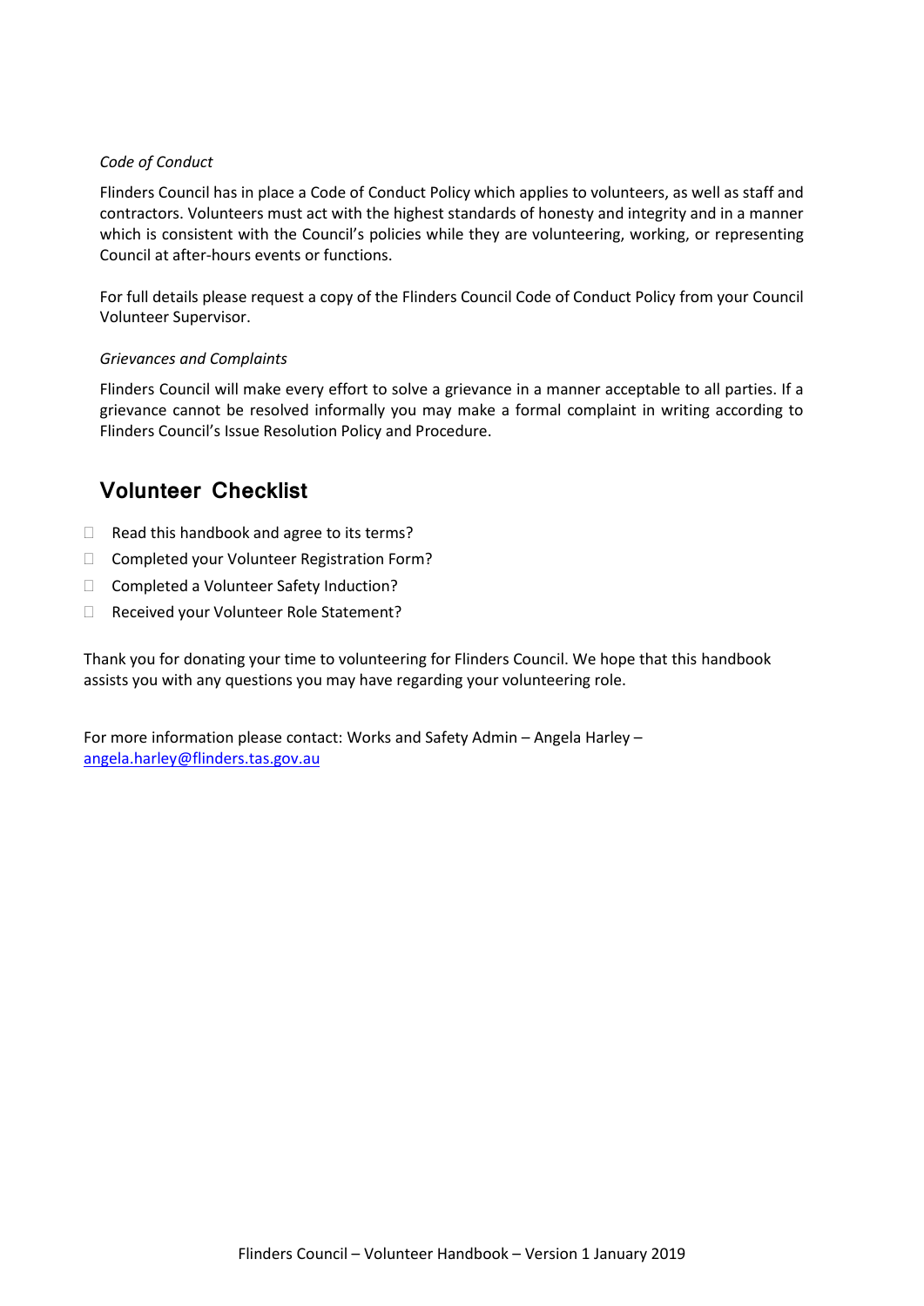*Code of Conduct*

Flinders Council has in place a Code of Conduct Policy which applies to volunteers, as well as staff and contractors. Volunteers must act with the highest standards of honesty and integrity and in a manner which is consistent with the Council's policies while they are volunteering, working, or representing Council at after-hours events or functions.

For full details please request a copy of the Flinders Council Code of Conduct Policy from your Council Volunteer Supervisor.

*Grievances and Complaints*

Flinders Council will make every effort to solve a grievance in a manner acceptable to all parties. If a grievance cannot be resolved informally you may make a formal complaint in writing according to Flinders Council's Issue Resolution Policy and Procedure.

## Volunteer Checklist

- [ ] Read this handbook and agree to its terms?
- [ ] Completed your Volunteer Registration Form?
- [ ] Completed a Volunteer Safety Induction?
- [ ] Received your Volunteer Role Statement?

Thank you for donating your time to volunteering for Flinders Council. We hope that this handbook assists you with any questions you may have regarding your volunteering role.

For more information please contact: Works and Safety Admin – Angela Harley – angela.harley@flinders.tas.gov.au